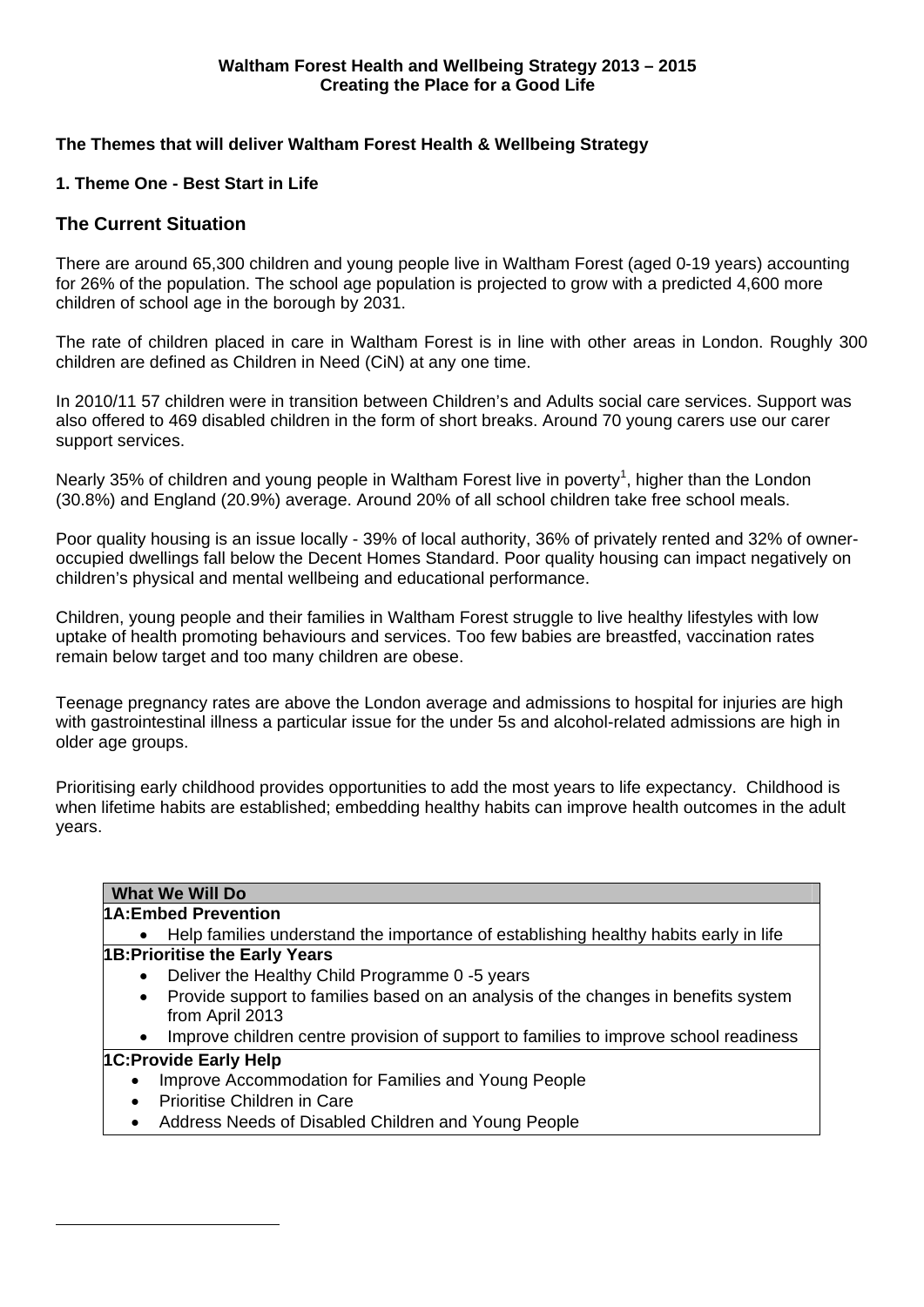**Waltham Forest Health and Wellbeing Strategy 2013 – 2015**
**Creating the Place for a Good Life**

**The Themes that will deliver Waltham Forest Health & Wellbeing Strategy**

**1. Theme One - Best Start in Life**

## The Current Situation

There are around 65,300 children and young people live in Waltham Forest (aged 0-19 years) accounting for 26% of the population. The school age population is projected to grow with a predicted 4,600 more children of school age in the borough by 2031.

The rate of children placed in care in Waltham Forest is in line with other areas in London. Roughly 300 children are defined as Children in Need (CiN) at any one time.

In 2010/11 57 children were in transition between Children's and Adults social care services. Support was also offered to 469 disabled children in the form of short breaks. Around 70 young carers use our carer support services.

Nearly 35% of children and young people in Waltham Forest live in poverty[1], higher than the London (30.8%) and England (20.9%) average. Around 20% of all school children take free school meals.

Poor quality housing is an issue locally - 39% of local authority, 36% of privately rented and 32% of owner-occupied dwellings fall below the Decent Homes Standard. Poor quality housing can impact negatively on children's physical and mental wellbeing and educational performance.

Children, young people and their families in Waltham Forest struggle to live healthy lifestyles with low uptake of health promoting behaviours and services. Too few babies are breastfed, vaccination rates remain below target and too many children are obese.

Teenage pregnancy rates are above the London average and admissions to hospital for injuries are high with gastrointestinal illness a particular issue for the under 5s and alcohol-related admissions are high in older age groups.

Prioritising early childhood provides opportunities to add the most years to life expectancy. Childhood is when lifetime habits are established; embedding healthy habits can improve health outcomes in the adult years.

| What We Will Do |
| --- |
| **1A:Embed Prevention**<br>• Help families understand the importance of establishing healthy habits early in life |
| **1B:Prioritise the Early Years**<br>• Deliver the Healthy Child Programme 0 -5 years<br>• Provide support to families based on an analysis of the changes in benefits system from April 2013<br>• Improve children centre provision of support to families to improve school readiness |
| **1C:Provide Early Help**<br>• Improve Accommodation for Families and Young People<br>• Prioritise Children in Care<br>• Address Needs of Disabled Children and Young People |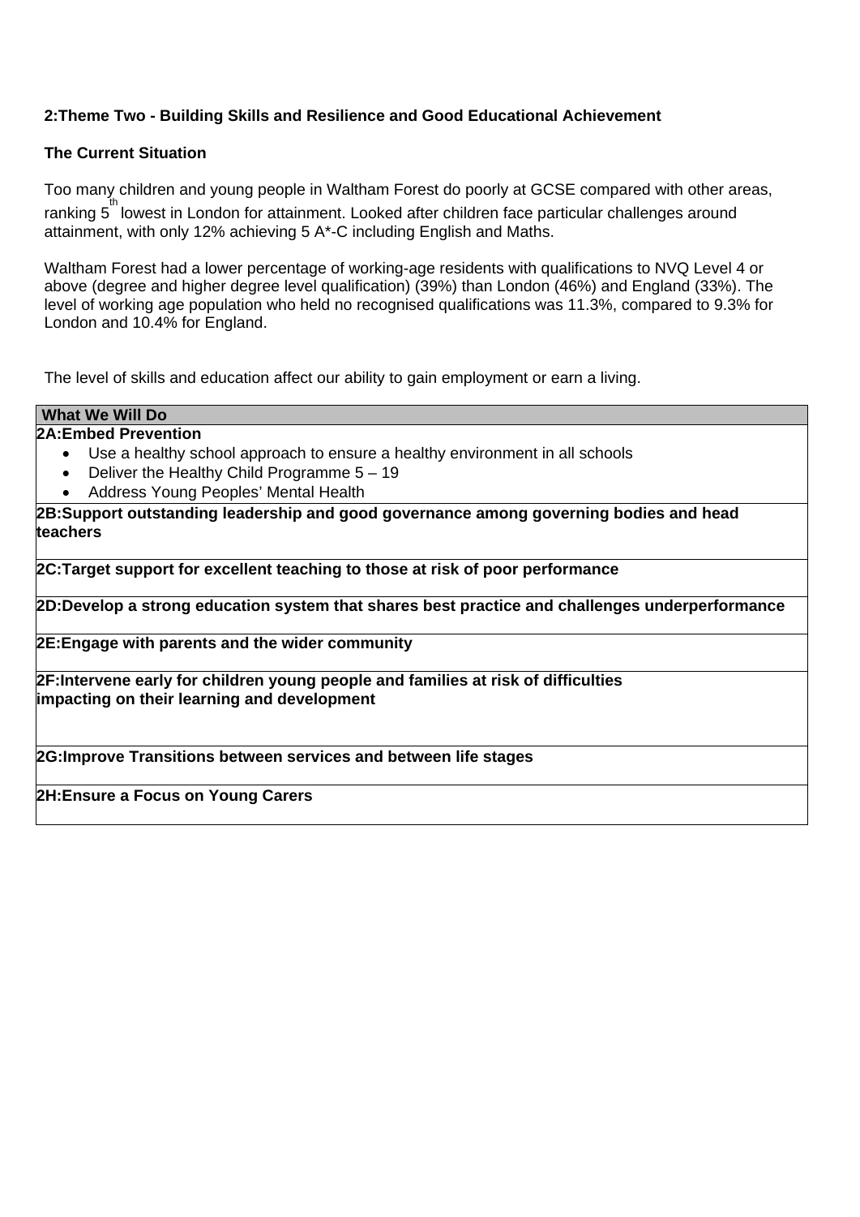## 2:Theme Two - Building Skills and Resilience and Good Educational Achievement

### The Current Situation

Too many children and young people in Waltham Forest do poorly at GCSE compared with other areas, ranking 5th lowest in London for attainment. Looked after children face particular challenges around attainment, with only 12% achieving 5 A*-C including English and Maths.

Waltham Forest had a lower percentage of working-age residents with qualifications to NVQ Level 4 or above (degree and higher degree level qualification) (39%) than London (46%) and England (33%). The level of working age population who held no recognised qualifications was 11.3%, compared to 9.3% for London and 10.4% for England.

The level of skills and education affect our ability to gain employment or earn a living.

| What We Will Do |
| --- |
| **2A:Embed Prevention**<br>• Use a healthy school approach to ensure a healthy environment in all schools<br>• Deliver the Healthy Child Programme 5 – 19<br>• Address Young Peoples' Mental Health |
| **2B:Support outstanding leadership and good governance among governing bodies and head teachers** |
| **2C:Target support for excellent teaching to those at risk of poor performance** |
| **2D:Develop a strong education system that shares best practice and challenges underperformance** |
| **2E:Engage with parents and the wider community** |
| **2F:Intervene early for children young people and families at risk of difficulties impacting on their learning and development** |
| **2G:Improve Transitions between services and between life stages** |
| **2H:Ensure a Focus on Young Carers** |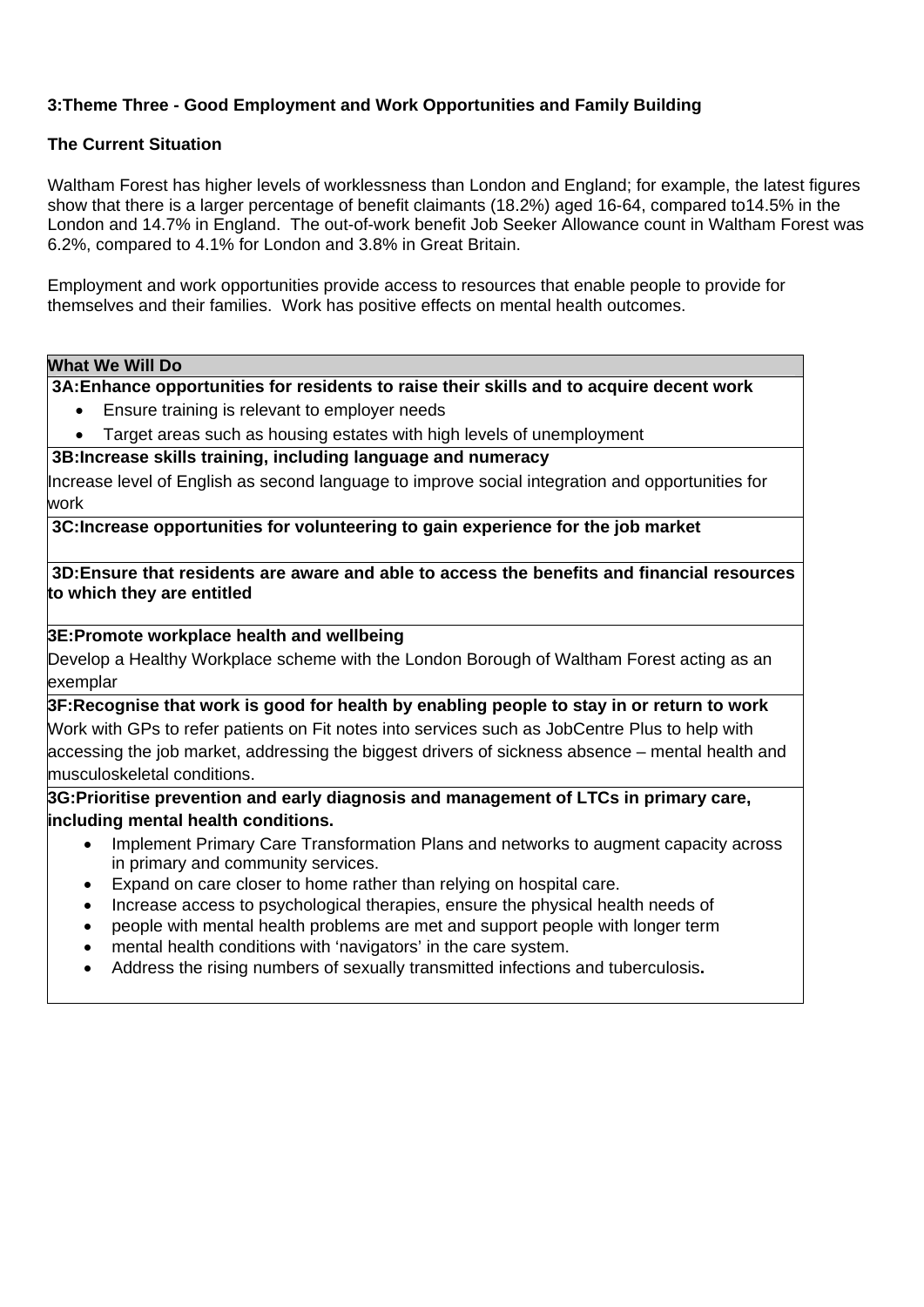**3:Theme Three - Good Employment and Work Opportunities and Family Building**

**The Current Situation**

Waltham Forest has higher levels of worklessness than London and England; for example, the latest figures show that there is a larger percentage of benefit claimants (18.2%) aged 16-64, compared to14.5% in the London and 14.7% in England. The out-of-work benefit Job Seeker Allowance count in Waltham Forest was 6.2%, compared to 4.1% for London and 3.8% in Great Britain.

Employment and work opportunities provide access to resources that enable people to provide for themselves and their families. Work has positive effects on mental health outcomes.

| What We Will Do |
|---|
| **3A:Enhance opportunities for residents to raise their skills and to acquire decent work**<br>• Ensure training is relevant to employer needs<br>• Target areas such as housing estates with high levels of unemployment |
| **3B:Increase skills training, including language and numeracy**<br>Increase level of English as second language to improve social integration and opportunities for work |
| **3C:Increase opportunities for volunteering to gain experience for the job market** |
| **3D:Ensure that residents are aware and able to access the benefits and financial resources to which they are entitled** |
| **3E:Promote workplace health and wellbeing**<br>Develop a Healthy Workplace scheme with the London Borough of Waltham Forest acting as an exemplar |
| **3F:Recognise that work is good for health by enabling people to stay in or return to work**<br>Work with GPs to refer patients on Fit notes into services such as JobCentre Plus to help with accessing the job market, addressing the biggest drivers of sickness absence – mental health and musculoskeletal conditions. |
| **3G:Prioritise prevention and early diagnosis and management of LTCs in primary care, including mental health conditions.**<br>• Implement Primary Care Transformation Plans and networks to augment capacity across in primary and community services.<br>• Expand on care closer to home rather than relying on hospital care.<br>• Increase access to psychological therapies, ensure the physical health needs of<br>• people with mental health problems are met and support people with longer term<br>• mental health conditions with 'navigators' in the care system.<br>• Address the rising numbers of sexually transmitted infections and tuberculosis**.** |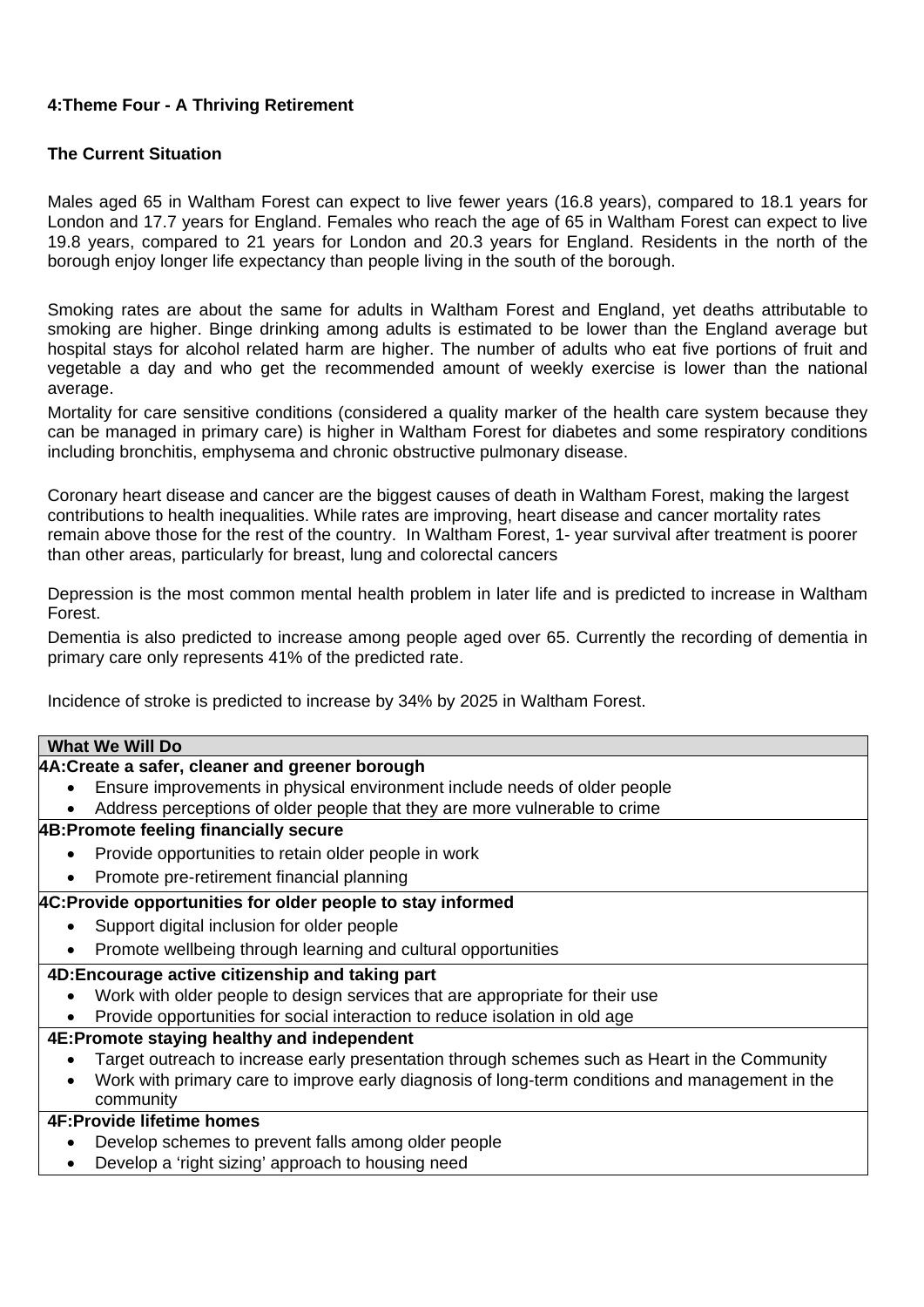## 4:Theme Four - A Thriving Retirement

### The Current Situation

Males aged 65 in Waltham Forest can expect to live fewer years (16.8 years), compared to 18.1 years for London and 17.7 years for England. Females who reach the age of 65 in Waltham Forest can expect to live 19.8 years, compared to 21 years for London and 20.3 years for England. Residents in the north of the borough enjoy longer life expectancy than people living in the south of the borough.

Smoking rates are about the same for adults in Waltham Forest and England, yet deaths attributable to smoking are higher. Binge drinking among adults is estimated to be lower than the England average but hospital stays for alcohol related harm are higher. The number of adults who eat five portions of fruit and vegetable a day and who get the recommended amount of weekly exercise is lower than the national average.

Mortality for care sensitive conditions (considered a quality marker of the health care system because they can be managed in primary care) is higher in Waltham Forest for diabetes and some respiratory conditions including bronchitis, emphysema and chronic obstructive pulmonary disease.

Coronary heart disease and cancer are the biggest causes of death in Waltham Forest, making the largest contributions to health inequalities. While rates are improving, heart disease and cancer mortality rates remain above those for the rest of the country. In Waltham Forest, 1- year survival after treatment is poorer than other areas, particularly for breast, lung and colorectal cancers

Depression is the most common mental health problem in later life and is predicted to increase in Waltham Forest.

Dementia is also predicted to increase among people aged over 65. Currently the recording of dementia in primary care only represents 41% of the predicted rate.

Incidence of stroke is predicted to increase by 34% by 2025 in Waltham Forest.

| What We Will Do |
|---|
| **4A:Create a safer, cleaner and greener borough**<br>• Ensure improvements in physical environment include needs of older people<br>• Address perceptions of older people that they are more vulnerable to crime |
| **4B:Promote feeling financially secure**<br>• Provide opportunities to retain older people in work<br>• Promote pre-retirement financial planning |
| **4C:Provide opportunities for older people to stay informed**<br>• Support digital inclusion for older people<br>• Promote wellbeing through learning and cultural opportunities |
| **4D:Encourage active citizenship and taking part**<br>• Work with older people to design services that are appropriate for their use<br>• Provide opportunities for social interaction to reduce isolation in old age |
| **4E:Promote staying healthy and independent**<br>• Target outreach to increase early presentation through schemes such as Heart in the Community<br>• Work with primary care to improve early diagnosis of long-term conditions and management in the community |
| **4F:Provide lifetime homes**<br>• Develop schemes to prevent falls among older people<br>• Develop a 'right sizing' approach to housing need |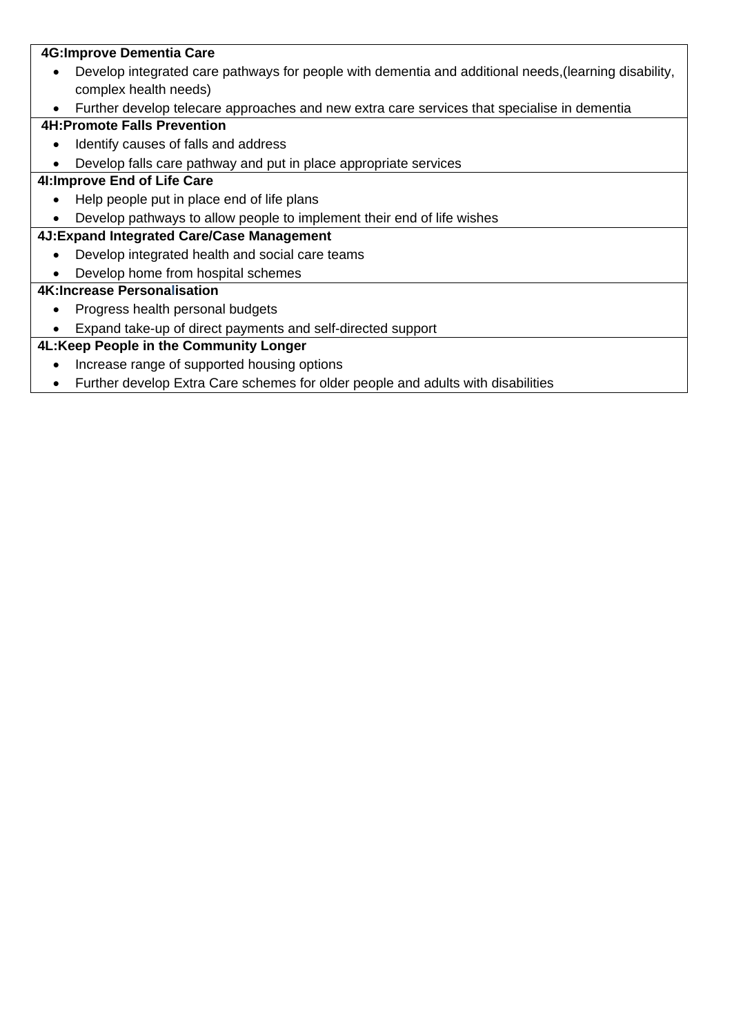**4G:Improve Dementia Care**

- Develop integrated care pathways for people with dementia and additional needs,(learning disability, complex health needs)
- Further develop telecare approaches and new extra care services that specialise in dementia

**4H:Promote Falls Prevention**

- Identify causes of falls and address
- Develop falls care pathway and put in place appropriate services

**4I:Improve End of Life Care**

- Help people put in place end of life plans
- Develop pathways to allow people to implement their end of life wishes

**4J:Expand Integrated Care/Case Management**

- Develop integrated health and social care teams
- Develop home from hospital schemes

**4K:Increase Personalisation**

- Progress health personal budgets
- Expand take-up of direct payments and self-directed support

**4L:Keep People in the Community Longer**

- Increase range of supported housing options
- Further develop Extra Care schemes for older people and adults with disabilities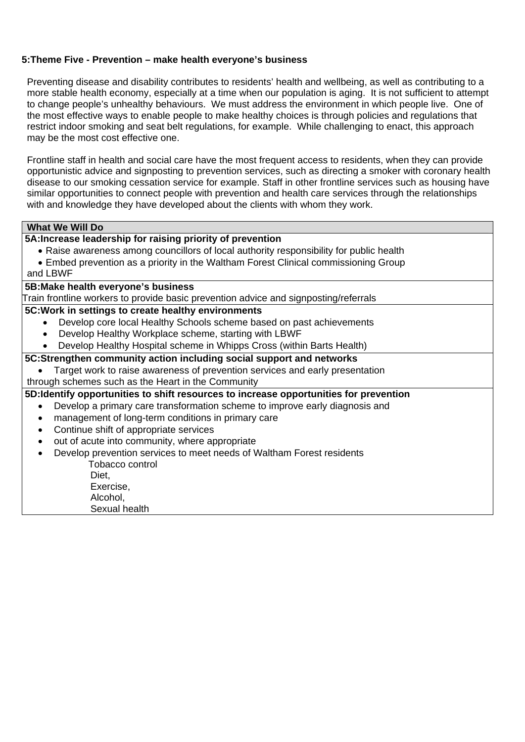## 5:Theme Five - Prevention – make health everyone's business

Preventing disease and disability contributes to residents' health and wellbeing, as well as contributing to a more stable health economy, especially at a time when our population is aging. It is not sufficient to attempt to change people's unhealthy behaviours. We must address the environment in which people live. One of the most effective ways to enable people to make healthy choices is through policies and regulations that restrict indoor smoking and seat belt regulations, for example. While challenging to enact, this approach may be the most cost effective one.

Frontline staff in health and social care have the most frequent access to residents, when they can provide opportunistic advice and signposting to prevention services, such as directing a smoker with coronary health disease to our smoking cessation service for example. Staff in other frontline services such as housing have similar opportunities to connect people with prevention and health care services through the relationships with and knowledge they have developed about the clients with whom they work.

| What We Will Do |
| --- |
| **5A:Increase leadership for raising priority of prevention**<br>• Raise awareness among councillors of local authority responsibility for public health<br>• Embed prevention as a priority in the Waltham Forest Clinical commissioning Group and LBWF |
| **5B:Make health everyone's business**<br>Train frontline workers to provide basic prevention advice and signposting/referrals |
| **5C:Work in settings to create healthy environments**<br>• Develop core local Healthy Schools scheme based on past achievements<br>• Develop Healthy Workplace scheme, starting with LBWF<br>• Develop Healthy Hospital scheme in Whipps Cross (within Barts Health) |
| **5C:Strengthen community action including social support and networks**<br>• Target work to raise awareness of prevention services and early presentation through schemes such as the Heart in the Community |
| **5D:Identify opportunities to shift resources to increase opportunities for prevention**<br>• Develop a primary care transformation scheme to improve early diagnosis and<br>• management of long-term conditions in primary care<br>• Continue shift of appropriate services<br>• out of acute into community, where appropriate<br>• Develop prevention services to meet needs of Waltham Forest residents<br>Tobacco control<br>Diet,<br>Exercise,<br>Alcohol,<br>Sexual health |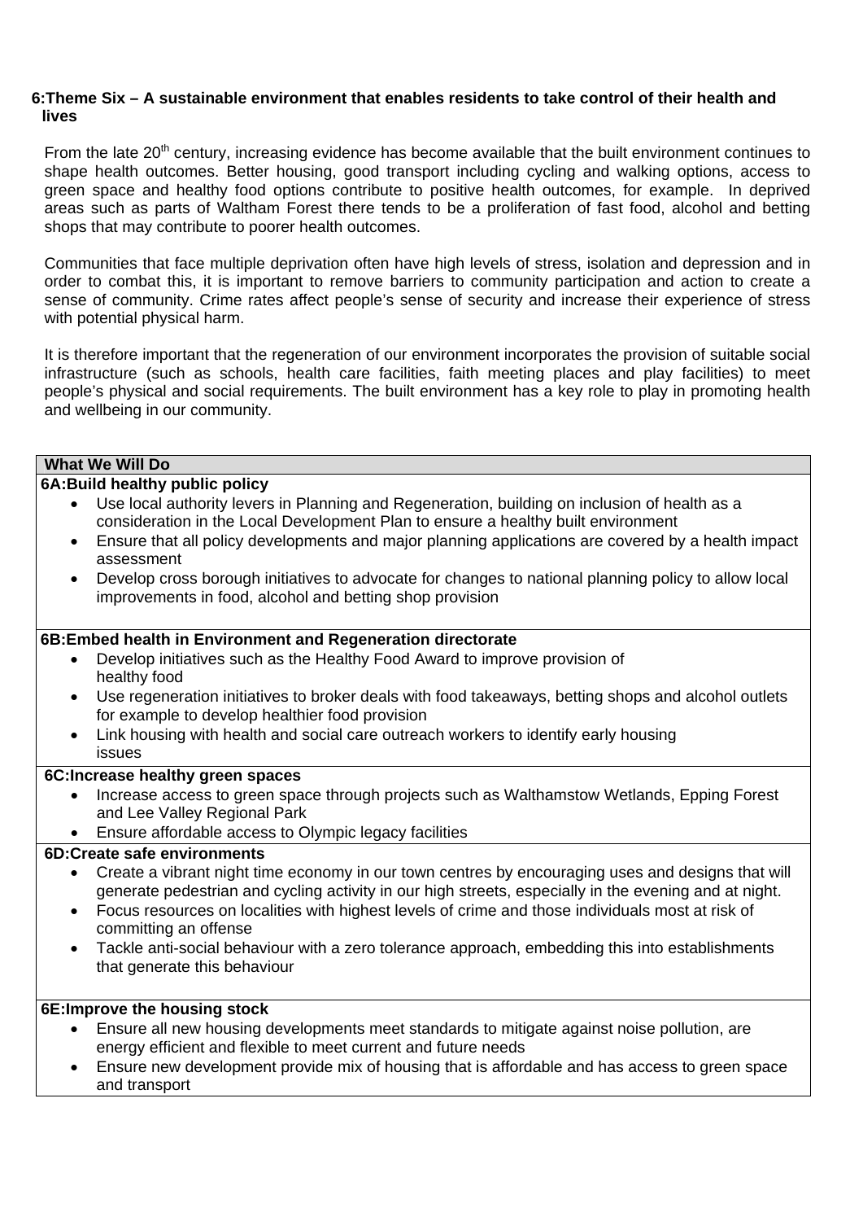## 6:Theme Six – A sustainable environment that enables residents to take control of their health and lives

From the late 20th century, increasing evidence has become available that the built environment continues to shape health outcomes. Better housing, good transport including cycling and walking options, access to green space and healthy food options contribute to positive health outcomes, for example. In deprived areas such as parts of Waltham Forest there tends to be a proliferation of fast food, alcohol and betting shops that may contribute to poorer health outcomes.

Communities that face multiple deprivation often have high levels of stress, isolation and depression and in order to combat this, it is important to remove barriers to community participation and action to create a sense of community. Crime rates affect people's sense of security and increase their experience of stress with potential physical harm.

It is therefore important that the regeneration of our environment incorporates the provision of suitable social infrastructure (such as schools, health care facilities, faith meeting places and play facilities) to meet people's physical and social requirements. The built environment has a key role to play in promoting health and wellbeing in our community.

### What We Will Do

**6A:Build healthy public policy**

- Use local authority levers in Planning and Regeneration, building on inclusion of health as a consideration in the Local Development Plan to ensure a healthy built environment
- Ensure that all policy developments and major planning applications are covered by a health impact assessment
- Develop cross borough initiatives to advocate for changes to national planning policy to allow local improvements in food, alcohol and betting shop provision

**6B:Embed health in Environment and Regeneration directorate**

- Develop initiatives such as the Healthy Food Award to improve provision of healthy food
- Use regeneration initiatives to broker deals with food takeaways, betting shops and alcohol outlets for example to develop healthier food provision
- Link housing with health and social care outreach workers to identify early housing issues

**6C:Increase healthy green spaces**

- Increase access to green space through projects such as Walthamstow Wetlands, Epping Forest and Lee Valley Regional Park
- Ensure affordable access to Olympic legacy facilities

**6D:Create safe environments**

- Create a vibrant night time economy in our town centres by encouraging uses and designs that will generate pedestrian and cycling activity in our high streets, especially in the evening and at night.
- Focus resources on localities with highest levels of crime and those individuals most at risk of committing an offense
- Tackle anti-social behaviour with a zero tolerance approach, embedding this into establishments that generate this behaviour

**6E:Improve the housing stock**

- Ensure all new housing developments meet standards to mitigate against noise pollution, are energy efficient and flexible to meet current and future needs
- Ensure new development provide mix of housing that is affordable and has access to green space and transport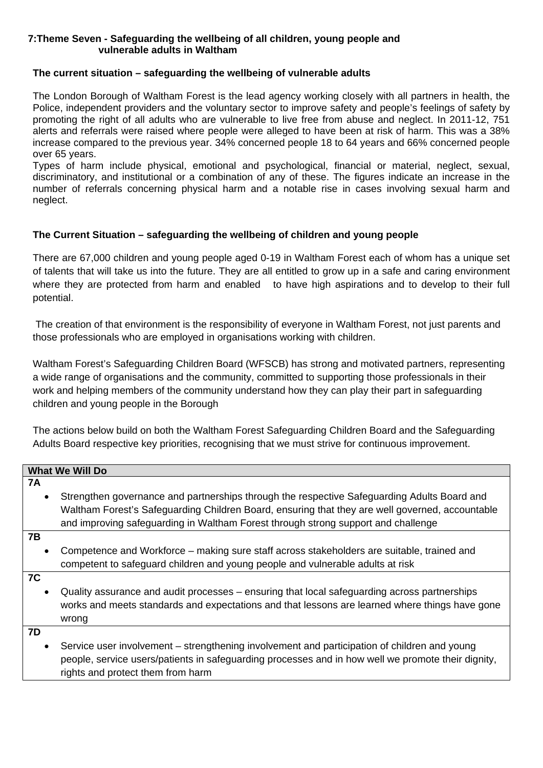## 7:Theme Seven - Safeguarding the wellbeing of all children, young people and vulnerable adults in Waltham

### The current situation – safeguarding the wellbeing of vulnerable adults

The London Borough of Waltham Forest is the lead agency working closely with all partners in health, the Police, independent providers and the voluntary sector to improve safety and people's feelings of safety by promoting the right of all adults who are vulnerable to live free from abuse and neglect. In 2011-12, 751 alerts and referrals were raised where people were alleged to have been at risk of harm. This was a 38% increase compared to the previous year. 34% concerned people 18 to 64 years and 66% concerned people over 65 years.

Types of harm include physical, emotional and psychological, financial or material, neglect, sexual, discriminatory, and institutional or a combination of any of these. The figures indicate an increase in the number of referrals concerning physical harm and a notable rise in cases involving sexual harm and neglect.

### The Current Situation – safeguarding the wellbeing of children and young people

There are 67,000 children and young people aged 0-19 in Waltham Forest each of whom has a unique set of talents that will take us into the future. They are all entitled to grow up in a safe and caring environment where they are protected from harm and enabled to have high aspirations and to develop to their full potential.

The creation of that environment is the responsibility of everyone in Waltham Forest, not just parents and those professionals who are employed in organisations working with children.

Waltham Forest's Safeguarding Children Board (WFSCB) has strong and motivated partners, representing a wide range of organisations and the community, committed to supporting those professionals in their work and helping members of the community understand how they can play their part in safeguarding children and young people in the Borough

The actions below build on both the Waltham Forest Safeguarding Children Board and the Safeguarding Adults Board respective key priorities, recognising that we must strive for continuous improvement.

| What We Will Do |
|---|
| **7A**<br>• Strengthen governance and partnerships through the respective Safeguarding Adults Board and Waltham Forest's Safeguarding Children Board, ensuring that they are well governed, accountable and improving safeguarding in Waltham Forest through strong support and challenge |
| **7B**<br>• Competence and Workforce – making sure staff across stakeholders are suitable, trained and competent to safeguard children and young people and vulnerable adults at risk |
| **7C**<br>• Quality assurance and audit processes – ensuring that local safeguarding across partnerships works and meets standards and expectations and that lessons are learned where things have gone wrong |
| **7D**<br>• Service user involvement – strengthening involvement and participation of children and young people, service users/patients in safeguarding processes and in how well we promote their dignity, rights and protect them from harm |